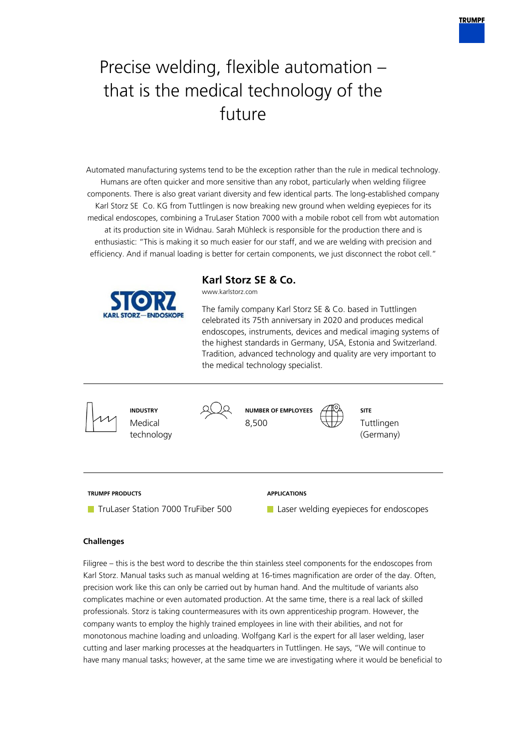# Precise welding, flexible automation – that is the medical technology of the future

Automated manufacturing systems tend to be the exception rather than the rule in medical technology. Humans are often quicker and more sensitive than any robot, particularly when welding filigree components. There is also great variant diversity and few identical parts. The long-established company Karl Storz SE  Co. KG from Tuttlingen is now breaking new ground when welding eyepieces for its medical endoscopes, combining a TruLaser Station 7000 with a mobile robot cell from wbt automation at its production site in Widnau. Sarah Mühleck is responsible for the production there and is enthusiastic: "This is making it so much easier for our staff, and we are welding with precision and efficiency. And if manual loading is better for certain components, we just disconnect the robot cell."

## Karl Storz SE & Co.

www.karlstorz.com

The family company Karl Storz SE & Co. based in Tuttlingen celebrated its 75th anniversary in 2020 and produces medical endoscopes, instruments, devices and medical imaging systems of the highest standards in Germany, USA, Estonia and Switzerland. Tradition, advanced technology and quality are very important to the medical technology specialist.

| INDUSTRY | NUMBER OF EMPLOYEES | SITE |
|---|---|---|
| Medical technology | 8,500 | Tuttlingen (Germany) |

| TRUMPF PRODUCTS | APPLICATIONS |
|---|---|
| TruLaser Station 7000 TruFiber 500 | Laser welding eyepieces for endoscopes |

### Challenges

Filigree – this is the best word to describe the thin stainless steel components for the endoscopes from Karl Storz. Manual tasks such as manual welding at 16-times magnification are order of the day. Often, precision work like this can only be carried out by human hand. And the multitude of variants also complicates machine or even automated production. At the same time, there is a real lack of skilled professionals. Storz is taking countermeasures with its own apprenticeship program. However, the company wants to employ the highly trained employees in line with their abilities, and not for monotonous machine loading and unloading. Wolfgang Karl is the expert for all laser welding, laser cutting and laser marking processes at the headquarters in Tuttlingen. He says, "We will continue to have many manual tasks; however, at the same time we are investigating where it would be beneficial to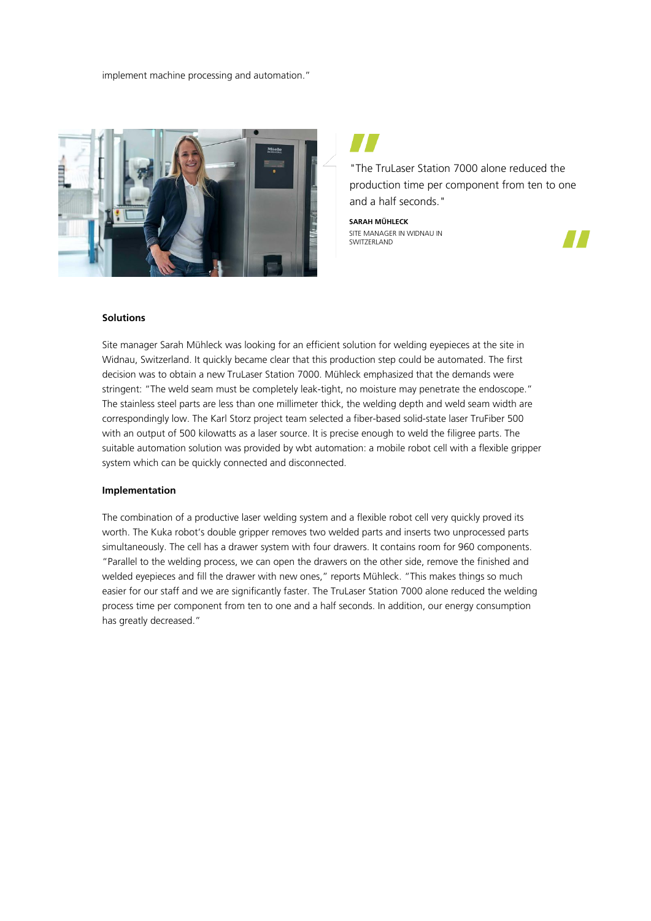implement machine processing and automation."

> "The TruLaser Station 7000 alone reduced the production time per component from ten to one and a half seconds."
>
> **SARAH MÜHLECK**
> SITE MANAGER IN WIDNAU IN SWITZERLAND

**Solutions**

Site manager Sarah Mühleck was looking for an efficient solution for welding eyepieces at the site in Widnau, Switzerland. It quickly became clear that this production step could be automated. The first decision was to obtain a new TruLaser Station 7000. Mühleck emphasized that the demands were stringent: "The weld seam must be completely leak-tight, no moisture may penetrate the endoscope." The stainless steel parts are less than one millimeter thick, the welding depth and weld seam width are correspondingly low. The Karl Storz project team selected a fiber-based solid-state laser TruFiber 500 with an output of 500 kilowatts as a laser source. It is precise enough to weld the filigree parts. The suitable automation solution was provided by wbt automation: a mobile robot cell with a flexible gripper system which can be quickly connected and disconnected.

**Implementation**

The combination of a productive laser welding system and a flexible robot cell very quickly proved its worth. The Kuka robot's double gripper removes two welded parts and inserts two unprocessed parts simultaneously. The cell has a drawer system with four drawers. It contains room for 960 components. "Parallel to the welding process, we can open the drawers on the other side, remove the finished and welded eyepieces and fill the drawer with new ones," reports Mühleck. "This makes things so much easier for our staff and we are significantly faster. The TruLaser Station 7000 alone reduced the welding process time per component from ten to one and a half seconds. In addition, our energy consumption has greatly decreased."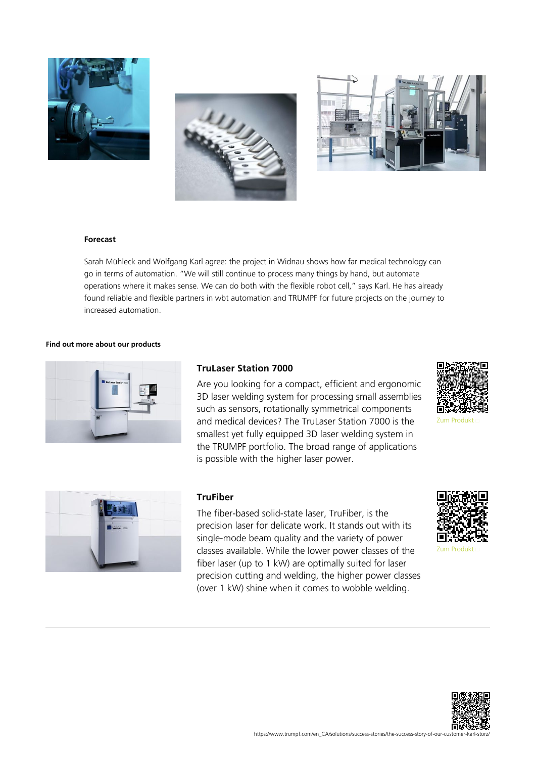## Forecast

Sarah Mühleck and Wolfgang Karl agree: the project in Widnau shows how far medical technology can go in terms of automation. "We will still continue to process many things by hand, but automate operations where it makes sense. We can do both with the flexible robot cell," says Karl. He has already found reliable and flexible partners in wbt automation and TRUMPF for future projects on the journey to increased automation.

**Find out more about our products**

### TruLaser Station 7000

Are you looking for a compact, efficient and ergonomic 3D laser welding system for processing small assemblies such as sensors, rotationally symmetrical components and medical devices? The TruLaser Station 7000 is the smallest yet fully equipped 3D laser welding system in the TRUMPF portfolio. The broad range of applications is possible with the higher laser power.

Zum Produkt

### TruFiber

The fiber-based solid-state laser, TruFiber, is the precision laser for delicate work. It stands out with its single-mode beam quality and the variety of power classes available. While the lower power classes of the fiber laser (up to 1 kW) are optimally suited for laser precision cutting and welding, the higher power classes (over 1 kW) shine when it comes to wobble welding.

Zum Produkt

https://www.trumpf.com/en_CA/solutions/success-stories/the-success-story-of-our-customer-karl-storz/